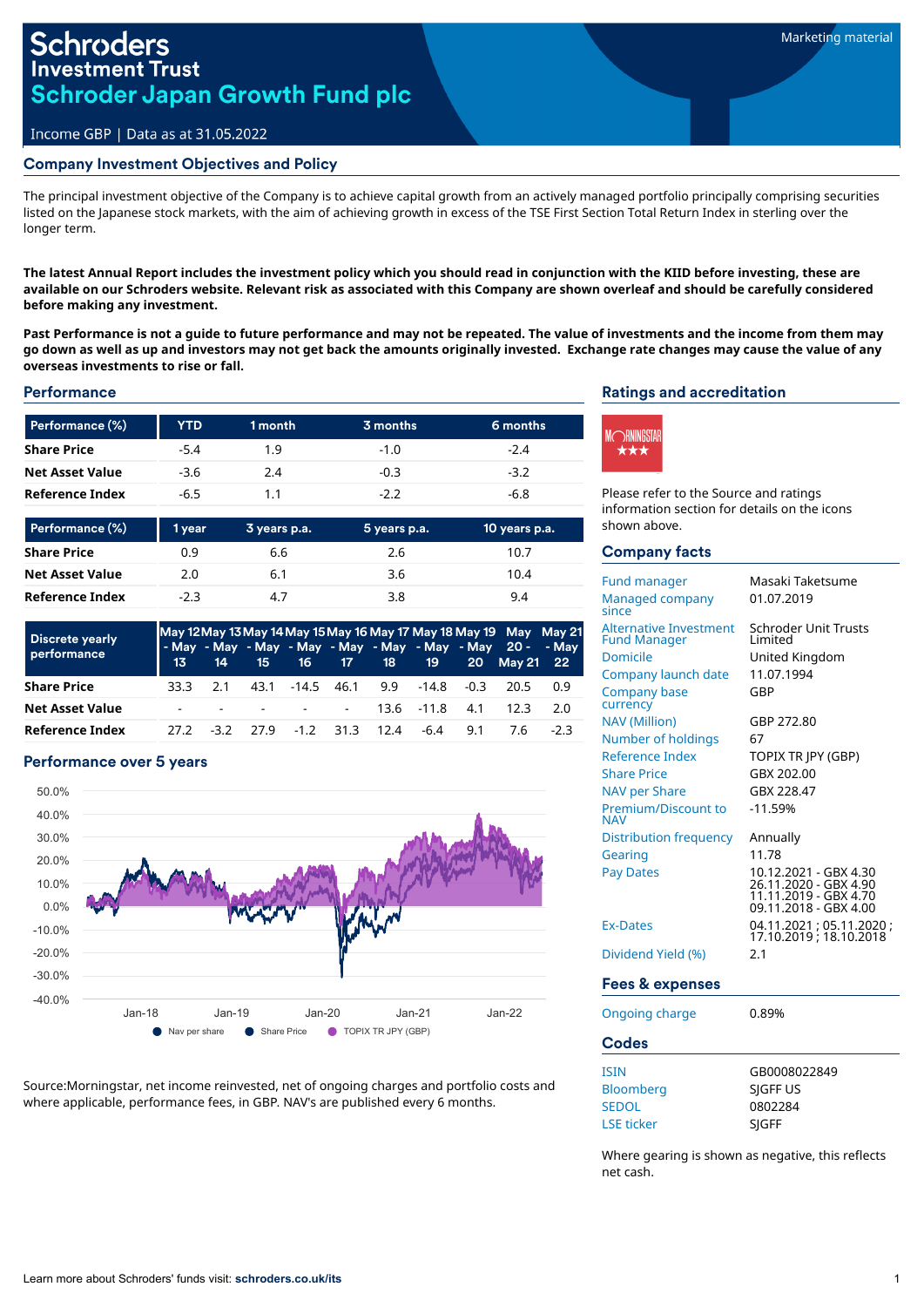Marketing material

# Schroders Investment Trust
# Schroder Japan Growth Fund plc

Income GBP | Data as at 31.05.2022

## Company Investment Objectives and Policy

The principal investment objective of the Company is to achieve capital growth from an actively managed portfolio principally comprising securities listed on the Japanese stock markets, with the aim of achieving growth in excess of the TSE First Section Total Return Index in sterling over the longer term.

**The latest Annual Report includes the investment policy which you should read in conjunction with the KIID before investing, these are available on our Schroders website. Relevant risk as associated with this Company are shown overleaf and should be carefully considered before making any investment.**

**Past Performance is not a guide to future performance and may not be repeated. The value of investments and the income from them may go down as well as up and investors may not get back the amounts originally invested. Exchange rate changes may cause the value of any overseas investments to rise or fall.**

## Performance

| Performance (%) | YTD | 1 month | 3 months | 6 months |
|---|---|---|---|---|
| Share Price | -5.4 | 1.9 | -1.0 | -2.4 |
| Net Asset Value | -3.6 | 2.4 | -0.3 | -3.2 |
| Reference Index | -6.5 | 1.1 | -2.2 | -6.8 |

| Performance (%) | 1 year | 3 years p.a. | 5 years p.a. | 10 years p.a. |
|---|---|---|---|---|
| Share Price | 0.9 | 6.6 | 2.6 | 10.7 |
| Net Asset Value | 2.0 | 6.1 | 3.6 | 10.4 |
| Reference Index | -2.3 | 4.7 | 3.8 | 9.4 |

| Discrete yearly performance | May 12 - May 13 | May 13 - May 14 | May 14 - May 15 | May 15 - May 16 | May 16 - May 17 | May 17 - May 18 | May 18 - May 19 | May 19 - May 20 | May 20 - May 21 | May 21 - May 22 |
|---|---|---|---|---|---|---|---|---|---|---|
| Share Price | 33.3 | 2.1 | 43.1 | -14.5 | 46.1 | 9.9 | -14.8 | -0.3 | 20.5 | 0.9 |
| Net Asset Value | - | - | - | - | - | 13.6 | -11.8 | 4.1 | 12.3 | 2.0 |
| Reference Index | 27.2 | -3.2 | 27.9 | -1.2 | 31.3 | 12.4 | -6.4 | 9.1 | 7.6 | -2.3 |

## Performance over 5 years

Nav per share | Share Price | TOPIX TR JPY (GBP)

Source:Morningstar, net income reinvested, net of ongoing charges and portfolio costs and where applicable, performance fees, in GBP. NAV's are published every 6 months.

## Ratings and accreditation

Morningstar ★★★

Please refer to the Source and ratings information section for details on the icons shown above.

## Company facts

| | |
|---|---|
| Fund manager | Masaki Taketsume |
| Managed company since | 01.07.2019 |
| Alternative Investment Fund Manager | Schroder Unit Trusts Limited |
| Domicile | United Kingdom |
| Company launch date | 11.07.1994 |
| Company base currency | GBP |
| NAV (Million) | GBP 272.80 |
| Number of holdings | 67 |
| Reference Index | TOPIX TR JPY (GBP) |
| Share Price | GBX 202.00 |
| NAV per Share | GBX 228.47 |
| Premium/Discount to NAV | -11.59% |
| Distribution frequency | Annually |
| Gearing | 11.78 |
| Pay Dates | 10.12.2021 - GBX 4.30<br>26.11.2020 - GBX 4.90<br>11.11.2019 - GBX 4.70<br>09.11.2018 - GBX 4.00 |
| Ex-Dates | 04.11.2021 ; 05.11.2020 ; 17.10.2019 ; 18.10.2018 |
| Dividend Yield (%) | 2.1 |

## Fees & expenses

| | |
|---|---|
| Ongoing charge | 0.89% |

## Codes

| | |
|---|---|
| ISIN | GB0008022849 |
| Bloomberg | SJGFF US |
| SEDOL | 0802284 |
| LSE ticker | SJGFF |

Where gearing is shown as negative, this reflects net cash.

Learn more about Schroders' funds visit: **schroders.co.uk/its**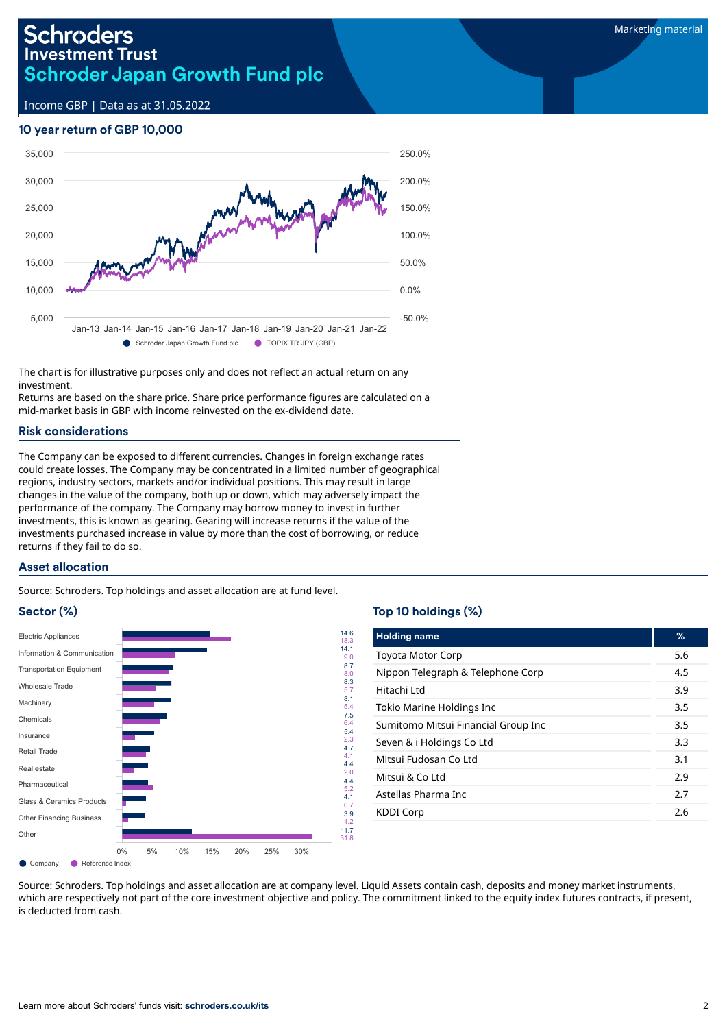# Schroders Investment Trust
## Schroder Japan Growth Fund plc

Income GBP | Data as at 31.05.2022

Marketing material

### 10 year return of GBP 10,000

The chart is for illustrative purposes only and does not reflect an actual return on any investment.
Returns are based on the share price. Share price performance figures are calculated on a mid-market basis in GBP with income reinvested on the ex-dividend date.

### Risk considerations

The Company can be exposed to different currencies. Changes in foreign exchange rates could create losses. The Company may be concentrated in a limited number of geographical regions, industry sectors, markets and/or individual positions. This may result in large changes in the value of the company, both up or down, which may adversely impact the performance of the company. The Company may borrow money to invest in further investments, this is known as gearing. Gearing will increase returns if the value of the investments purchased increase in value by more than the cost of borrowing, or reduce returns if they fail to do so.

### Asset allocation

Source: Schroders. Top holdings and asset allocation are at fund level.

### Sector (%)

| Sector | Company | Reference Index |
|---|---|---|
| Electric Appliances | 14.6 | 18.3 |
| Information & Communication | 14.1 | 9.0 |
| Transportation Equipment | 8.7 | 8.0 |
| Wholesale Trade | 8.3 | 5.7 |
| Machinery | 8.1 | 5.4 |
| Chemicals | 7.5 | 6.4 |
| Insurance | 5.4 | 2.3 |
| Retail Trade | 4.7 | 4.1 |
| Real estate | 4.4 | 2.0 |
| Pharmaceutical | 4.4 | 5.2 |
| Glass & Ceramics Products | 4.1 | 0.7 |
| Other Financing Business | 3.9 | 1.2 |
| Other | 11.7 | 31.8 |

### Top 10 holdings (%)

| Holding name | % |
|---|---|
| Toyota Motor Corp | 5.6 |
| Nippon Telegraph & Telephone Corp | 4.5 |
| Hitachi Ltd | 3.9 |
| Tokio Marine Holdings Inc | 3.5 |
| Sumitomo Mitsui Financial Group Inc | 3.5 |
| Seven & i Holdings Co Ltd | 3.3 |
| Mitsui Fudosan Co Ltd | 3.1 |
| Mitsui & Co Ltd | 2.9 |
| Astellas Pharma Inc | 2.7 |
| KDDI Corp | 2.6 |

Source: Schroders. Top holdings and asset allocation are at company level. Liquid Assets contain cash, deposits and money market instruments, which are respectively not part of the core investment objective and policy. The commitment linked to the equity index futures contracts, if present, is deducted from cash.

Learn more about Schroders' funds visit: **schroders.co.uk/its**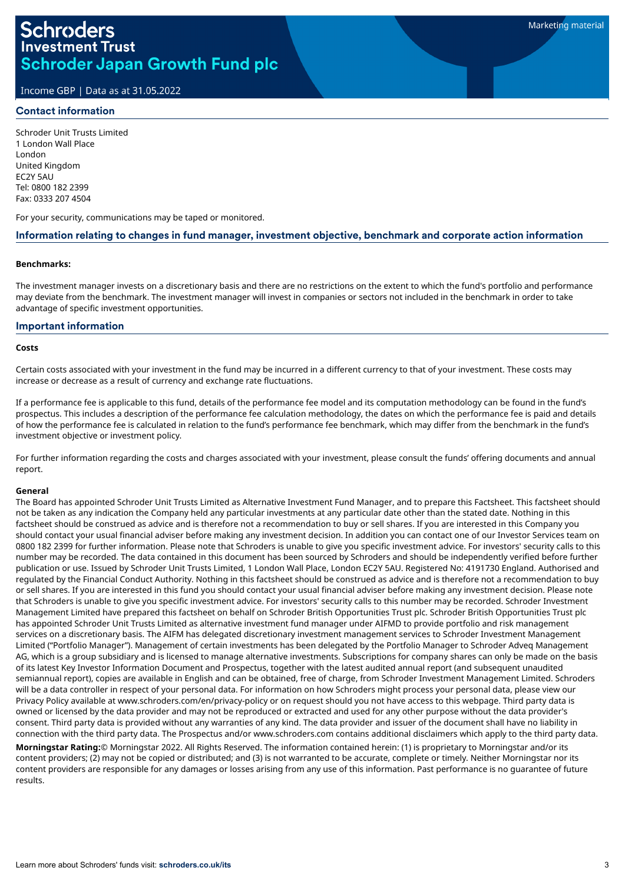# Schroders Investment Trust
# Schroder Japan Growth Fund plc

Income GBP | Data as at 31.05.2022

Marketing material

## Contact information

Schroder Unit Trusts Limited
1 London Wall Place
London
United Kingdom
EC2Y 5AU
Tel: 0800 182 2399
Fax: 0333 207 4504

For your security, communications may be taped or monitored.

## Information relating to changes in fund manager, investment objective, benchmark and corporate action information

**Benchmarks:**

The investment manager invests on a discretionary basis and there are no restrictions on the extent to which the fund's portfolio and performance may deviate from the benchmark. The investment manager will invest in companies or sectors not included in the benchmark in order to take advantage of specific investment opportunities.

## Important information

**Costs**

Certain costs associated with your investment in the fund may be incurred in a different currency to that of your investment. These costs may increase or decrease as a result of currency and exchange rate fluctuations.

If a performance fee is applicable to this fund, details of the performance fee model and its computation methodology can be found in the fund's prospectus. This includes a description of the performance fee calculation methodology, the dates on which the performance fee is paid and details of how the performance fee is calculated in relation to the fund's performance fee benchmark, which may differ from the benchmark in the fund's investment objective or investment policy.

For further information regarding the costs and charges associated with your investment, please consult the funds' offering documents and annual report.

**General**

The Board has appointed Schroder Unit Trusts Limited as Alternative Investment Fund Manager, and to prepare this Factsheet. This factsheet should not be taken as any indication the Company held any particular investments at any particular date other than the stated date. Nothing in this factsheet should be construed as advice and is therefore not a recommendation to buy or sell shares. If you are interested in this Company you should contact your usual financial adviser before making any investment decision. In addition you can contact one of our Investor Services team on 0800 182 2399 for further information. Please note that Schroders is unable to give you specific investment advice. For investors' security calls to this number may be recorded. The data contained in this document has been sourced by Schroders and should be independently verified before further publication or use. Issued by Schroder Unit Trusts Limited, 1 London Wall Place, London EC2Y 5AU. Registered No: 4191730 England. Authorised and regulated by the Financial Conduct Authority. Nothing in this factsheet should be construed as advice and is therefore not a recommendation to buy or sell shares. If you are interested in this fund you should contact your usual financial adviser before making any investment decision. Please note that Schroders is unable to give you specific investment advice. For investors' security calls to this number may be recorded. Schroder Investment Management Limited have prepared this factsheet on behalf on Schroder British Opportunities Trust plc. Schroder British Opportunities Trust plc has appointed Schroder Unit Trusts Limited as alternative investment fund manager under AIFMD to provide portfolio and risk management services on a discretionary basis. The AIFM has delegated discretionary investment management services to Schroder Investment Management Limited ("Portfolio Manager"). Management of certain investments has been delegated by the Portfolio Manager to Schroder Adveq Management AG, which is a group subsidiary and is licensed to manage alternative investments. Subscriptions for company shares can only be made on the basis of its latest Key Investor Information Document and Prospectus, together with the latest audited annual report (and subsequent unaudited semiannual report), copies are available in English and can be obtained, free of charge, from Schroder Investment Management Limited. Schroders will be a data controller in respect of your personal data. For information on how Schroders might process your personal data, please view our Privacy Policy available at www.schroders.com/en/privacy-policy or on request should you not have access to this webpage. Third party data is owned or licensed by the data provider and may not be reproduced or extracted and used for any other purpose without the data provider's consent. Third party data is provided without any warranties of any kind. The data provider and issuer of the document shall have no liability in connection with the third party data. The Prospectus and/or www.schroders.com contains additional disclaimers which apply to the third party data.

**Morningstar Rating:**© Morningstar 2022. All Rights Reserved. The information contained herein: (1) is proprietary to Morningstar and/or its content providers; (2) may not be copied or distributed; and (3) is not warranted to be accurate, complete or timely. Neither Morningstar nor its content providers are responsible for any damages or losses arising from any use of this information. Past performance is no guarantee of future results.

Learn more about Schroders' funds visit: **schroders.co.uk/its**